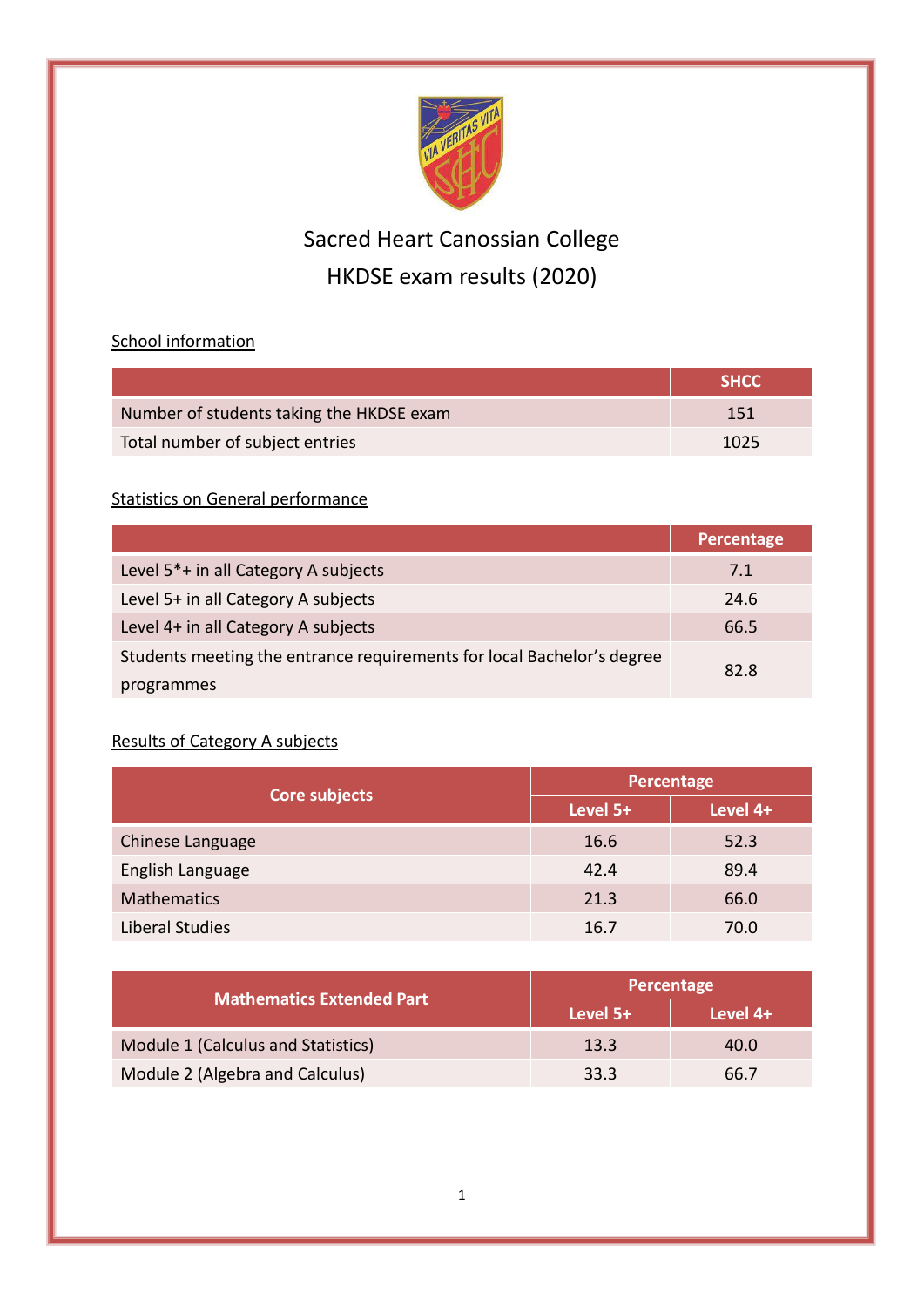# Sacred Heart Canossian College

# HKDSE exam results (2020)

School information

| | SHCC |
|---|---|
| Number of students taking the HKDSE exam | 151 |
| Total number of subject entries | 1025 |

Statistics on General performance

| | Percentage |
|---|---|
| Level 5*+ in all Category A subjects | 7.1 |
| Level 5+ in all Category A subjects | 24.6 |
| Level 4+ in all Category A subjects | 66.5 |
| Students meeting the entrance requirements for local Bachelor's degree programmes | 82.8 |

Results of Category A subjects

| Core subjects | Percentage | |
|---|---|---|
| | Level 5+ | Level 4+ |
| Chinese Language | 16.6 | 52.3 |
| English Language | 42.4 | 89.4 |
| Mathematics | 21.3 | 66.0 |
| Liberal Studies | 16.7 | 70.0 |

| Mathematics Extended Part | Percentage | |
|---|---|---|
| | Level 5+ | Level 4+ |
| Module 1 (Calculus and Statistics) | 13.3 | 40.0 |
| Module 2 (Algebra and Calculus) | 33.3 | 66.7 |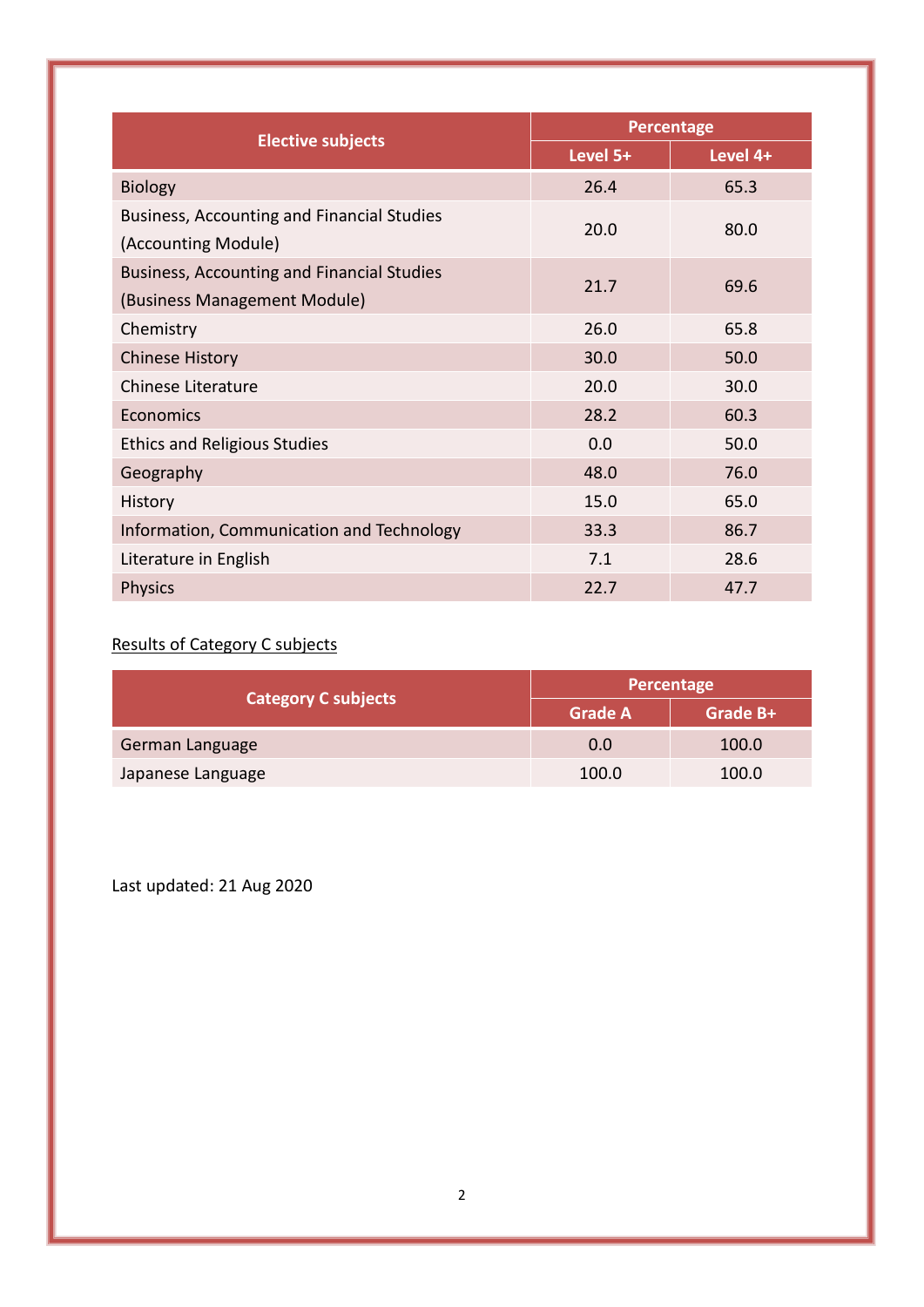| Elective subjects | Percentage | |
|---|---|---|
| | Level 5+ | Level 4+ |
| Biology | 26.4 | 65.3 |
| Business, Accounting and Financial Studies (Accounting Module) | 20.0 | 80.0 |
| Business, Accounting and Financial Studies (Business Management Module) | 21.7 | 69.6 |
| Chemistry | 26.0 | 65.8 |
| Chinese History | 30.0 | 50.0 |
| Chinese Literature | 20.0 | 30.0 |
| Economics | 28.2 | 60.3 |
| Ethics and Religious Studies | 0.0 | 50.0 |
| Geography | 48.0 | 76.0 |
| History | 15.0 | 65.0 |
| Information, Communication and Technology | 33.3 | 86.7 |
| Literature in English | 7.1 | 28.6 |
| Physics | 22.7 | 47.7 |

Results of Category C subjects

| Category C subjects | Percentage | |
|---|---|---|
| | Grade A | Grade B+ |
| German Language | 0.0 | 100.0 |
| Japanese Language | 100.0 | 100.0 |

Last updated: 21 Aug 2020